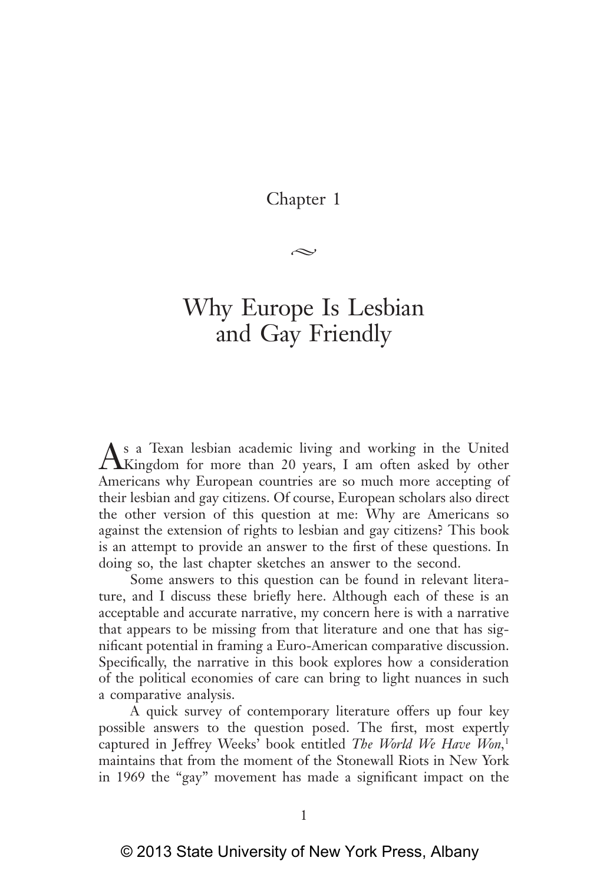Chapter 1

# Why Europe Is Lesbian and Gay Friendly

As a Texan lesbian academic living and working in the United Kingdom for more than 20 years, I am often asked by other Americans why European countries are so much more accepting of their lesbian and gay citizens. Of course, European scholars also direct the other version of this question at me: Why are Americans so against the extension of rights to lesbian and gay citizens? This book is an attempt to provide an answer to the first of these questions. In doing so, the last chapter sketches an answer to the second.

Some answers to this question can be found in relevant literature, and I discuss these briefly here. Although each of these is an acceptable and accurate narrative, my concern here is with a narrative that appears to be missing from that literature and one that has significant potential in framing a Euro-American comparative discussion. Specifically, the narrative in this book explores how a consideration of the political economies of care can bring to light nuances in such a comparative analysis.

A quick survey of contemporary literature offers up four key possible answers to the question posed. The first, most expertly captured in Jeffrey Weeks' book entitled *The World We Have Won*,[1] maintains that from the moment of the Stonewall Riots in New York in 1969 the "gay" movement has made a significant impact on the

© 2013 State University of New York Press, Albany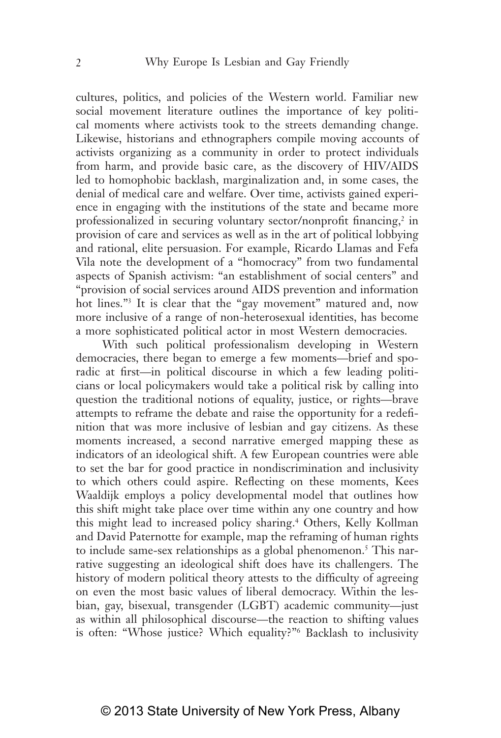cultures, politics, and policies of the Western world. Familiar new social movement literature outlines the importance of key political moments where activists took to the streets demanding change. Likewise, historians and ethnographers compile moving accounts of activists organizing as a community in order to protect individuals from harm, and provide basic care, as the discovery of HIV/AIDS led to homophobic backlash, marginalization and, in some cases, the denial of medical care and welfare. Over time, activists gained experience in engaging with the institutions of the state and became more professionalized in securing voluntary sector/nonprofit financing,[2] in provision of care and services as well as in the art of political lobbying and rational, elite persuasion. For example, Ricardo Llamas and Fefa Vila note the development of a "homocracy" from two fundamental aspects of Spanish activism: "an establishment of social centers" and "provision of social services around AIDS prevention and information hot lines."[3] It is clear that the "gay movement" matured and, now more inclusive of a range of non-heterosexual identities, has become a more sophisticated political actor in most Western democracies.

With such political professionalism developing in Western democracies, there began to emerge a few moments—brief and sporadic at first—in political discourse in which a few leading politicians or local policymakers would take a political risk by calling into question the traditional notions of equality, justice, or rights—brave attempts to reframe the debate and raise the opportunity for a redefinition that was more inclusive of lesbian and gay citizens. As these moments increased, a second narrative emerged mapping these as indicators of an ideological shift. A few European countries were able to set the bar for good practice in nondiscrimination and inclusivity to which others could aspire. Reflecting on these moments, Kees Waaldijk employs a policy developmental model that outlines how this shift might take place over time within any one country and how this might lead to increased policy sharing.[4] Others, Kelly Kollman and David Paternotte for example, map the reframing of human rights to include same-sex relationships as a global phenomenon.[5] This narrative suggesting an ideological shift does have its challengers. The history of modern political theory attests to the difficulty of agreeing on even the most basic values of liberal democracy. Within the lesbian, gay, bisexual, transgender (LGBT) academic community—just as within all philosophical discourse—the reaction to shifting values is often: "Whose justice? Which equality?"[6] Backlash to inclusivity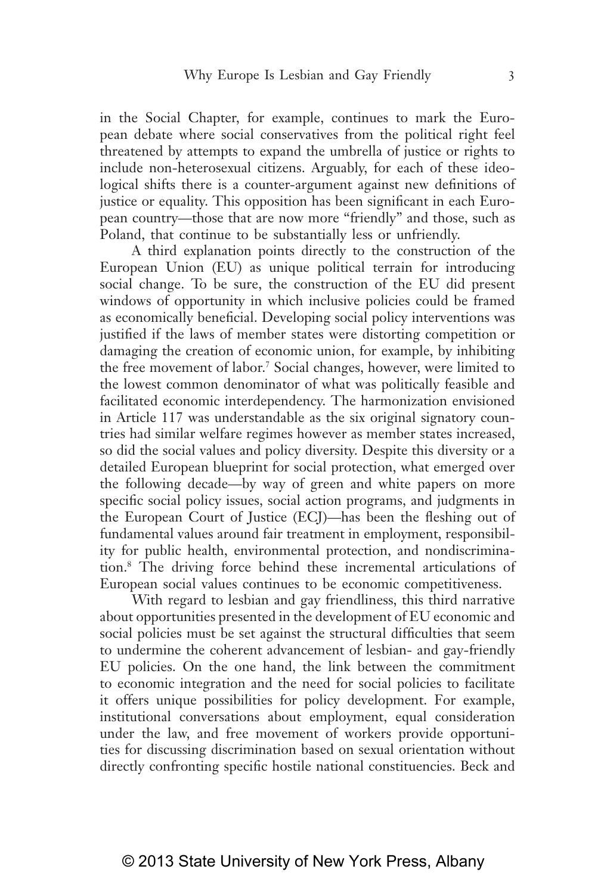in the Social Chapter, for example, continues to mark the European debate where social conservatives from the political right feel threatened by attempts to expand the umbrella of justice or rights to include non-heterosexual citizens. Arguably, for each of these ideological shifts there is a counter-argument against new definitions of justice or equality. This opposition has been significant in each European country—those that are now more "friendly" and those, such as Poland, that continue to be substantially less or unfriendly.

A third explanation points directly to the construction of the European Union (EU) as unique political terrain for introducing social change. To be sure, the construction of the EU did present windows of opportunity in which inclusive policies could be framed as economically beneficial. Developing social policy interventions was justified if the laws of member states were distorting competition or damaging the creation of economic union, for example, by inhibiting the free movement of labor.[7] Social changes, however, were limited to the lowest common denominator of what was politically feasible and facilitated economic interdependency. The harmonization envisioned in Article 117 was understandable as the six original signatory countries had similar welfare regimes however as member states increased, so did the social values and policy diversity. Despite this diversity or a detailed European blueprint for social protection, what emerged over the following decade—by way of green and white papers on more specific social policy issues, social action programs, and judgments in the European Court of Justice (ECJ)—has been the fleshing out of fundamental values around fair treatment in employment, responsibility for public health, environmental protection, and nondiscrimination.[8] The driving force behind these incremental articulations of European social values continues to be economic competitiveness.

With regard to lesbian and gay friendliness, this third narrative about opportunities presented in the development of EU economic and social policies must be set against the structural difficulties that seem to undermine the coherent advancement of lesbian- and gay-friendly EU policies. On the one hand, the link between the commitment to economic integration and the need for social policies to facilitate it offers unique possibilities for policy development. For example, institutional conversations about employment, equal consideration under the law, and free movement of workers provide opportunities for discussing discrimination based on sexual orientation without directly confronting specific hostile national constituencies. Beck and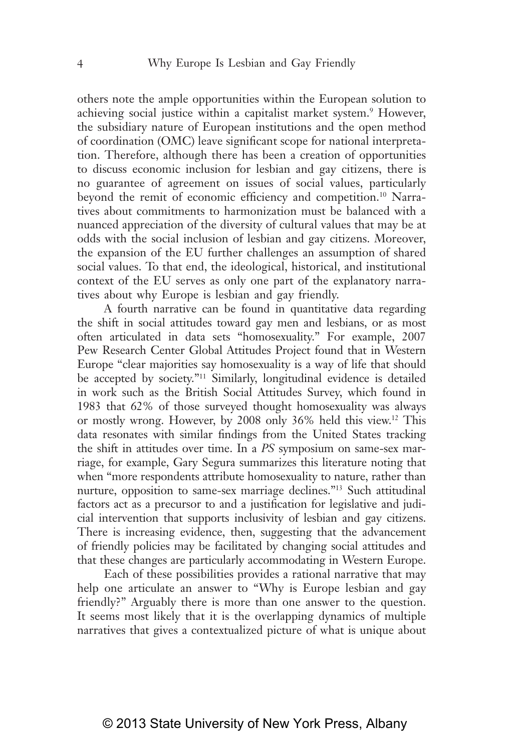others note the ample opportunities within the European solution to achieving social justice within a capitalist market system.[9] However, the subsidiary nature of European institutions and the open method of coordination (OMC) leave significant scope for national interpretation. Therefore, although there has been a creation of opportunities to discuss economic inclusion for lesbian and gay citizens, there is no guarantee of agreement on issues of social values, particularly beyond the remit of economic efficiency and competition.[10] Narratives about commitments to harmonization must be balanced with a nuanced appreciation of the diversity of cultural values that may be at odds with the social inclusion of lesbian and gay citizens. Moreover, the expansion of the EU further challenges an assumption of shared social values. To that end, the ideological, historical, and institutional context of the EU serves as only one part of the explanatory narratives about why Europe is lesbian and gay friendly.

A fourth narrative can be found in quantitative data regarding the shift in social attitudes toward gay men and lesbians, or as most often articulated in data sets "homosexuality." For example, 2007 Pew Research Center Global Attitudes Project found that in Western Europe "clear majorities say homosexuality is a way of life that should be accepted by society."[11] Similarly, longitudinal evidence is detailed in work such as the British Social Attitudes Survey, which found in 1983 that 62% of those surveyed thought homosexuality was always or mostly wrong. However, by 2008 only 36% held this view.[12] This data resonates with similar findings from the United States tracking the shift in attitudes over time. In a *PS* symposium on same-sex marriage, for example, Gary Segura summarizes this literature noting that when "more respondents attribute homosexuality to nature, rather than nurture, opposition to same-sex marriage declines."[13] Such attitudinal factors act as a precursor to and a justification for legislative and judicial intervention that supports inclusivity of lesbian and gay citizens. There is increasing evidence, then, suggesting that the advancement of friendly policies may be facilitated by changing social attitudes and that these changes are particularly accommodating in Western Europe.

Each of these possibilities provides a rational narrative that may help one articulate an answer to "Why is Europe lesbian and gay friendly?" Arguably there is more than one answer to the question. It seems most likely that it is the overlapping dynamics of multiple narratives that gives a contextualized picture of what is unique about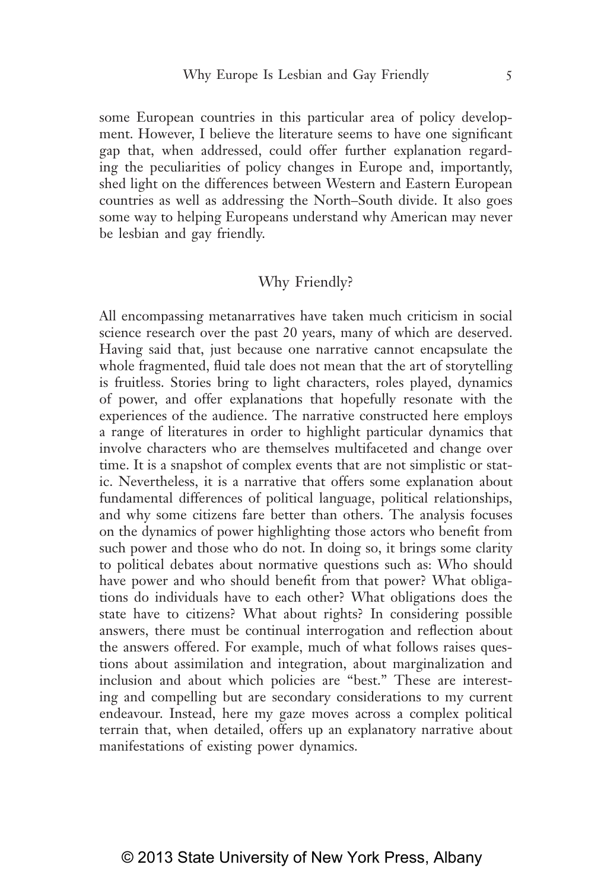some European countries in this particular area of policy development. However, I believe the literature seems to have one significant gap that, when addressed, could offer further explanation regarding the peculiarities of policy changes in Europe and, importantly, shed light on the differences between Western and Eastern European countries as well as addressing the North–South divide. It also goes some way to helping Europeans understand why American may never be lesbian and gay friendly.

## Why Friendly?

All encompassing metanarratives have taken much criticism in social science research over the past 20 years, many of which are deserved. Having said that, just because one narrative cannot encapsulate the whole fragmented, fluid tale does not mean that the art of storytelling is fruitless. Stories bring to light characters, roles played, dynamics of power, and offer explanations that hopefully resonate with the experiences of the audience. The narrative constructed here employs a range of literatures in order to highlight particular dynamics that involve characters who are themselves multifaceted and change over time. It is a snapshot of complex events that are not simplistic or static. Nevertheless, it is a narrative that offers some explanation about fundamental differences of political language, political relationships, and why some citizens fare better than others. The analysis focuses on the dynamics of power highlighting those actors who benefit from such power and those who do not. In doing so, it brings some clarity to political debates about normative questions such as: Who should have power and who should benefit from that power? What obligations do individuals have to each other? What obligations does the state have to citizens? What about rights? In considering possible answers, there must be continual interrogation and reflection about the answers offered. For example, much of what follows raises questions about assimilation and integration, about marginalization and inclusion and about which policies are "best." These are interesting and compelling but are secondary considerations to my current endeavour. Instead, here my gaze moves across a complex political terrain that, when detailed, offers up an explanatory narrative about manifestations of existing power dynamics.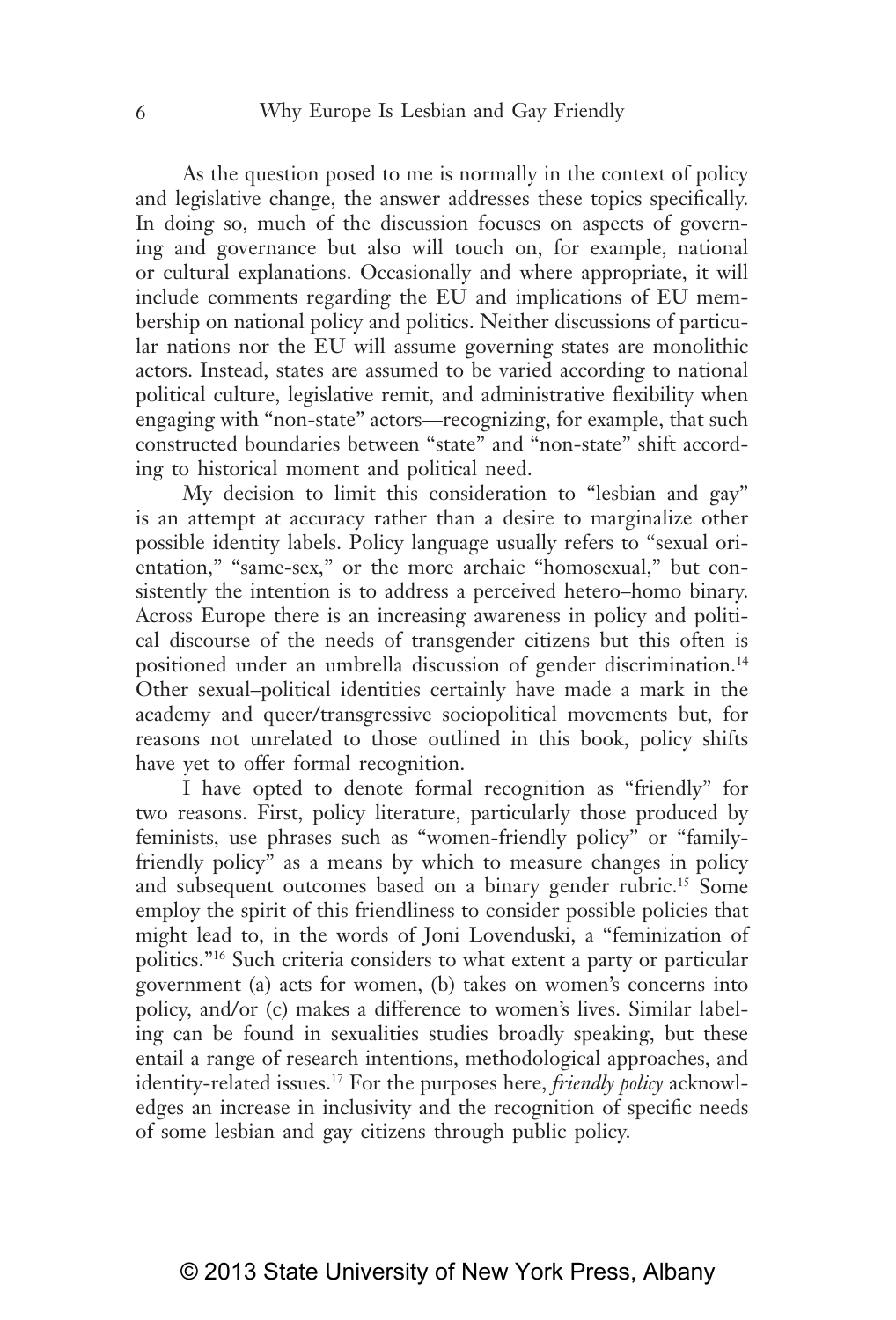As the question posed to me is normally in the context of policy and legislative change, the answer addresses these topics specifically. In doing so, much of the discussion focuses on aspects of governing and governance but also will touch on, for example, national or cultural explanations. Occasionally and where appropriate, it will include comments regarding the EU and implications of EU membership on national policy and politics. Neither discussions of particular nations nor the EU will assume governing states are monolithic actors. Instead, states are assumed to be varied according to national political culture, legislative remit, and administrative flexibility when engaging with "non-state" actors—recognizing, for example, that such constructed boundaries between "state" and "non-state" shift according to historical moment and political need.

My decision to limit this consideration to "lesbian and gay" is an attempt at accuracy rather than a desire to marginalize other possible identity labels. Policy language usually refers to "sexual orientation," "same-sex," or the more archaic "homosexual," but consistently the intention is to address a perceived hetero–homo binary. Across Europe there is an increasing awareness in policy and political discourse of the needs of transgender citizens but this often is positioned under an umbrella discussion of gender discrimination.[14] Other sexual–political identities certainly have made a mark in the academy and queer/transgressive sociopolitical movements but, for reasons not unrelated to those outlined in this book, policy shifts have yet to offer formal recognition.

I have opted to denote formal recognition as "friendly" for two reasons. First, policy literature, particularly those produced by feminists, use phrases such as "women-friendly policy" or "family-friendly policy" as a means by which to measure changes in policy and subsequent outcomes based on a binary gender rubric.[15] Some employ the spirit of this friendliness to consider possible policies that might lead to, in the words of Joni Lovenduski, a "feminization of politics."[16] Such criteria considers to what extent a party or particular government (a) acts for women, (b) takes on women's concerns into policy, and/or (c) makes a difference to women's lives. Similar labeling can be found in sexualities studies broadly speaking, but these entail a range of research intentions, methodological approaches, and identity-related issues.[17] For the purposes here, *friendly policy* acknowledges an increase in inclusivity and the recognition of specific needs of some lesbian and gay citizens through public policy.

© 2013 State University of New York Press, Albany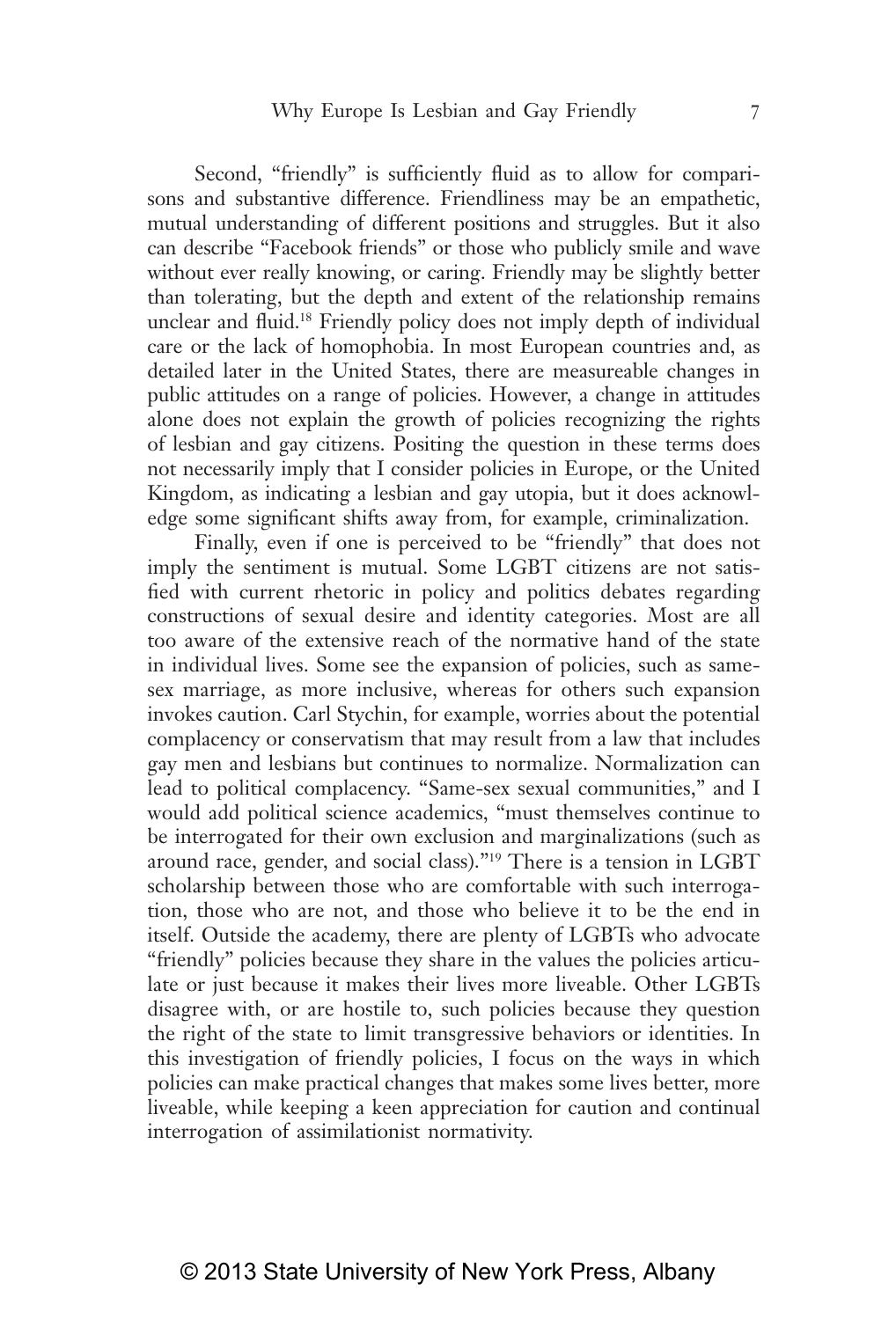Second, "friendly" is sufficiently fluid as to allow for comparisons and substantive difference. Friendliness may be an empathetic, mutual understanding of different positions and struggles. But it also can describe "Facebook friends" or those who publicly smile and wave without ever really knowing, or caring. Friendly may be slightly better than tolerating, but the depth and extent of the relationship remains unclear and fluid.[18] Friendly policy does not imply depth of individual care or the lack of homophobia. In most European countries and, as detailed later in the United States, there are measureable changes in public attitudes on a range of policies. However, a change in attitudes alone does not explain the growth of policies recognizing the rights of lesbian and gay citizens. Positing the question in these terms does not necessarily imply that I consider policies in Europe, or the United Kingdom, as indicating a lesbian and gay utopia, but it does acknowledge some significant shifts away from, for example, criminalization.

Finally, even if one is perceived to be "friendly" that does not imply the sentiment is mutual. Some LGBT citizens are not satisfied with current rhetoric in policy and politics debates regarding constructions of sexual desire and identity categories. Most are all too aware of the extensive reach of the normative hand of the state in individual lives. Some see the expansion of policies, such as same-sex marriage, as more inclusive, whereas for others such expansion invokes caution. Carl Stychin, for example, worries about the potential complacency or conservatism that may result from a law that includes gay men and lesbians but continues to normalize. Normalization can lead to political complacency. "Same-sex sexual communities," and I would add political science academics, "must themselves continue to be interrogated for their own exclusion and marginalizations (such as around race, gender, and social class)."[19] There is a tension in LGBT scholarship between those who are comfortable with such interrogation, those who are not, and those who believe it to be the end in itself. Outside the academy, there are plenty of LGBTs who advocate "friendly" policies because they share in the values the policies articulate or just because it makes their lives more liveable. Other LGBTs disagree with, or are hostile to, such policies because they question the right of the state to limit transgressive behaviors or identities. In this investigation of friendly policies, I focus on the ways in which policies can make practical changes that makes some lives better, more liveable, while keeping a keen appreciation for caution and continual interrogation of assimilationist normativity.

© 2013 State University of New York Press, Albany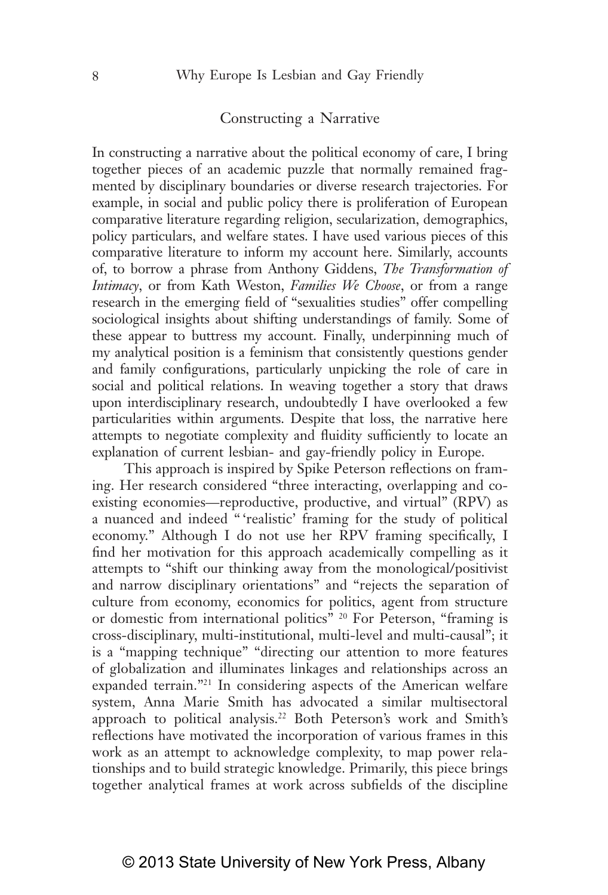## Constructing a Narrative

In constructing a narrative about the political economy of care, I bring together pieces of an academic puzzle that normally remained fragmented by disciplinary boundaries or diverse research trajectories. For example, in social and public policy there is proliferation of European comparative literature regarding religion, secularization, demographics, policy particulars, and welfare states. I have used various pieces of this comparative literature to inform my account here. Similarly, accounts of, to borrow a phrase from Anthony Giddens, *The Transformation of Intimacy*, or from Kath Weston, *Families We Choose*, or from a range research in the emerging field of "sexualities studies" offer compelling sociological insights about shifting understandings of family. Some of these appear to buttress my account. Finally, underpinning much of my analytical position is a feminism that consistently questions gender and family configurations, particularly unpicking the role of care in social and political relations. In weaving together a story that draws upon interdisciplinary research, undoubtedly I have overlooked a few particularities within arguments. Despite that loss, the narrative here attempts to negotiate complexity and fluidity sufficiently to locate an explanation of current lesbian- and gay-friendly policy in Europe.

This approach is inspired by Spike Peterson reflections on framing. Her research considered "three interacting, overlapping and co-existing economies—reproductive, productive, and virtual" (RPV) as a nuanced and indeed "'realistic' framing for the study of political economy." Although I do not use her RPV framing specifically, I find her motivation for this approach academically compelling as it attempts to "shift our thinking away from the monological/positivist and narrow disciplinary orientations" and "rejects the separation of culture from economy, economics for politics, agent from structure or domestic from international politics" [20] For Peterson, "framing is cross-disciplinary, multi-institutional, multi-level and multi-causal"; it is a "mapping technique" "directing our attention to more features of globalization and illuminates linkages and relationships across an expanded terrain."[21] In considering aspects of the American welfare system, Anna Marie Smith has advocated a similar multisectoral approach to political analysis.[22] Both Peterson's work and Smith's reflections have motivated the incorporation of various frames in this work as an attempt to acknowledge complexity, to map power relationships and to build strategic knowledge. Primarily, this piece brings together analytical frames at work across subfields of the discipline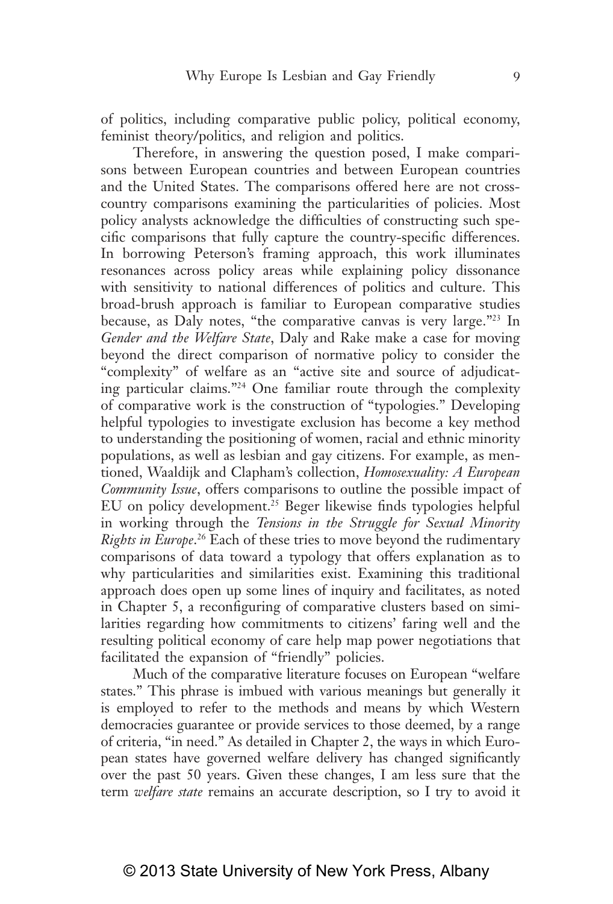of politics, including comparative public policy, political economy, feminist theory/politics, and religion and politics.

Therefore, in answering the question posed, I make comparisons between European countries and between European countries and the United States. The comparisons offered here are not cross-country comparisons examining the particularities of policies. Most policy analysts acknowledge the difficulties of constructing such specific comparisons that fully capture the country-specific differences. In borrowing Peterson's framing approach, this work illuminates resonances across policy areas while explaining policy dissonance with sensitivity to national differences of politics and culture. This broad-brush approach is familiar to European comparative studies because, as Daly notes, "the comparative canvas is very large."[23] In *Gender and the Welfare State*, Daly and Rake make a case for moving beyond the direct comparison of normative policy to consider the "complexity" of welfare as an "active site and source of adjudicating particular claims."[24] One familiar route through the complexity of comparative work is the construction of "typologies." Developing helpful typologies to investigate exclusion has become a key method to understanding the positioning of women, racial and ethnic minority populations, as well as lesbian and gay citizens. For example, as mentioned, Waaldijk and Clapham's collection, *Homosexuality: A European Community Issue*, offers comparisons to outline the possible impact of EU on policy development.[25] Beger likewise finds typologies helpful in working through the *Tensions in the Struggle for Sexual Minority Rights in Europe*.[26] Each of these tries to move beyond the rudimentary comparisons of data toward a typology that offers explanation as to why particularities and similarities exist. Examining this traditional approach does open up some lines of inquiry and facilitates, as noted in Chapter 5, a reconfiguring of comparative clusters based on similarities regarding how commitments to citizens' faring well and the resulting political economy of care help map power negotiations that facilitated the expansion of "friendly" policies.

Much of the comparative literature focuses on European "welfare states." This phrase is imbued with various meanings but generally it is employed to refer to the methods and means by which Western democracies guarantee or provide services to those deemed, by a range of criteria, "in need." As detailed in Chapter 2, the ways in which European states have governed welfare delivery has changed significantly over the past 50 years. Given these changes, I am less sure that the term *welfare state* remains an accurate description, so I try to avoid it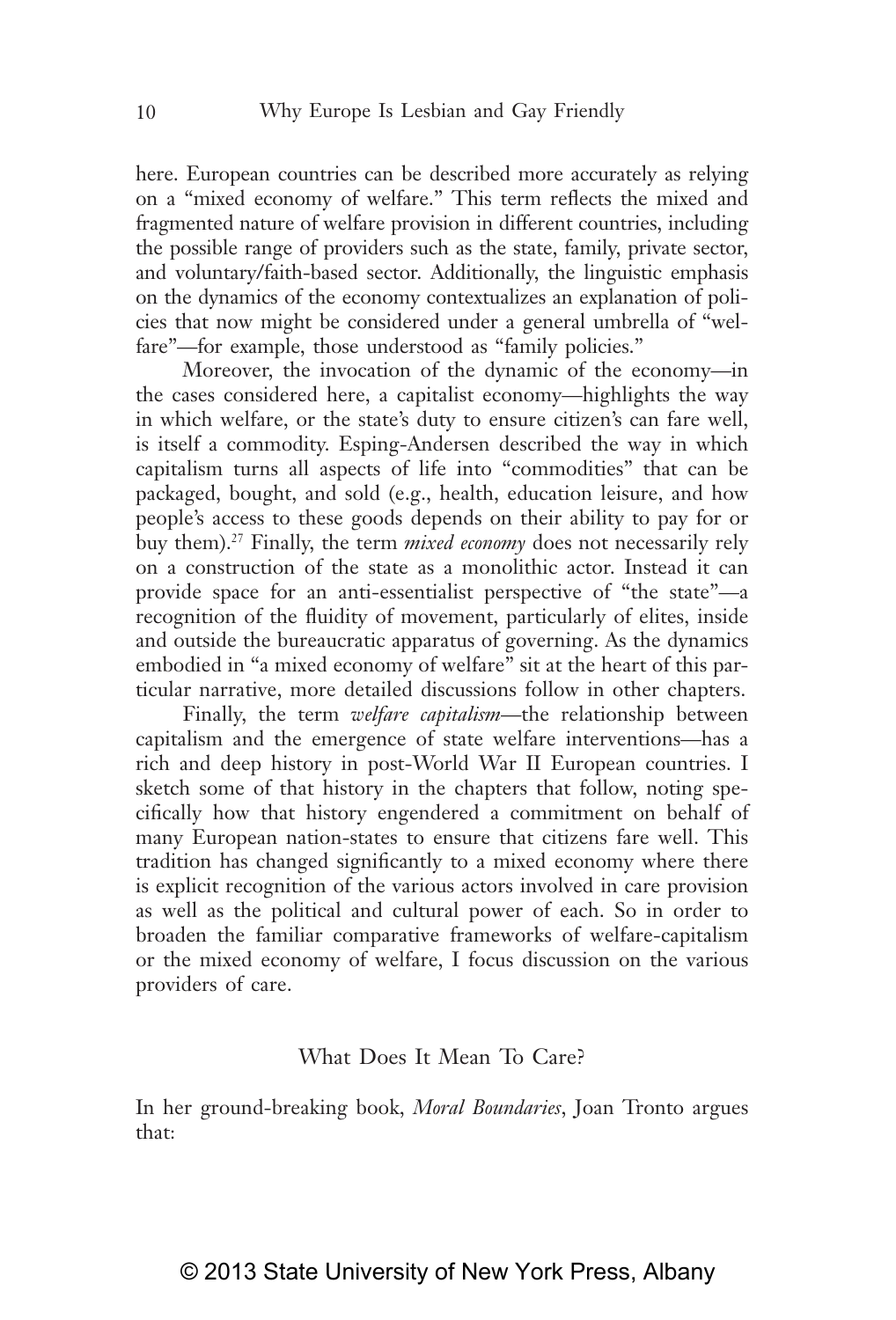here. European countries can be described more accurately as relying on a "mixed economy of welfare." This term reflects the mixed and fragmented nature of welfare provision in different countries, including the possible range of providers such as the state, family, private sector, and voluntary/faith-based sector. Additionally, the linguistic emphasis on the dynamics of the economy contextualizes an explanation of policies that now might be considered under a general umbrella of "welfare"—for example, those understood as "family policies."

Moreover, the invocation of the dynamic of the economy—in the cases considered here, a capitalist economy—highlights the way in which welfare, or the state's duty to ensure citizen's can fare well, is itself a commodity. Esping-Andersen described the way in which capitalism turns all aspects of life into "commodities" that can be packaged, bought, and sold (e.g., health, education leisure, and how people's access to these goods depends on their ability to pay for or buy them).[27] Finally, the term *mixed economy* does not necessarily rely on a construction of the state as a monolithic actor. Instead it can provide space for an anti-essentialist perspective of "the state"—a recognition of the fluidity of movement, particularly of elites, inside and outside the bureaucratic apparatus of governing. As the dynamics embodied in "a mixed economy of welfare" sit at the heart of this particular narrative, more detailed discussions follow in other chapters.

Finally, the term *welfare capitalism*—the relationship between capitalism and the emergence of state welfare interventions—has a rich and deep history in post-World War II European countries. I sketch some of that history in the chapters that follow, noting specifically how that history engendered a commitment on behalf of many European nation-states to ensure that citizens fare well. This tradition has changed significantly to a mixed economy where there is explicit recognition of the various actors involved in care provision as well as the political and cultural power of each. So in order to broaden the familiar comparative frameworks of welfare-capitalism or the mixed economy of welfare, I focus discussion on the various providers of care.

## What Does It Mean To Care?

In her ground-breaking book, *Moral Boundaries*, Joan Tronto argues that: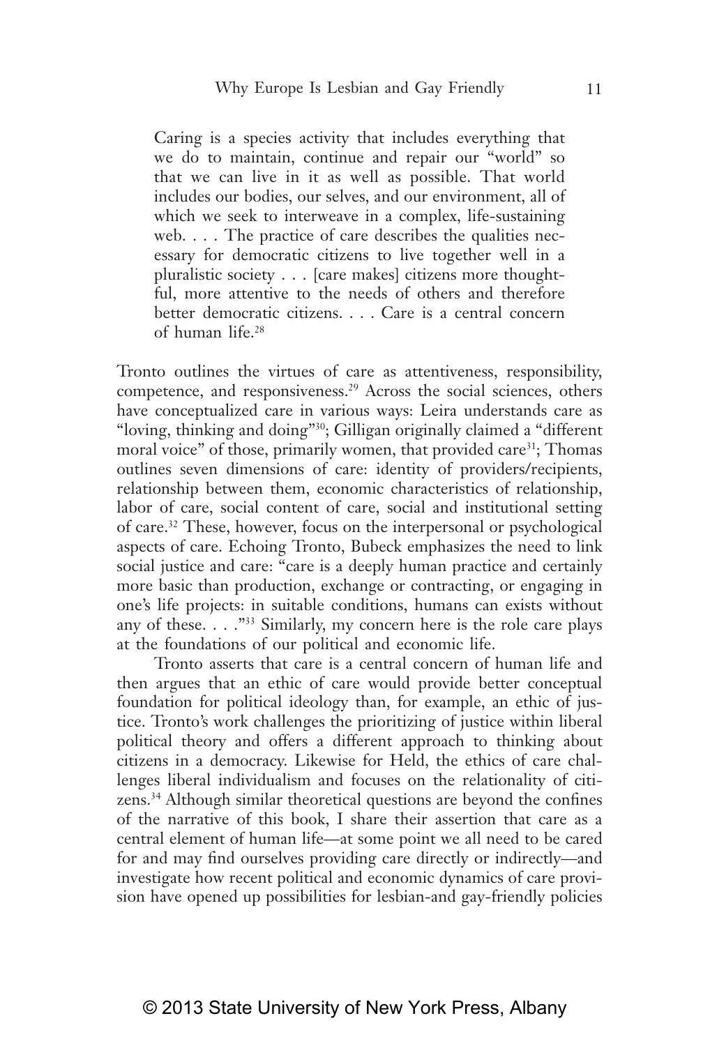> Caring is a species activity that includes everything that we do to maintain, continue and repair our "world" so that we can live in it as well as possible. That world includes our bodies, our selves, and our environment, all of which we seek to interweave in a complex, life-sustaining web. . . . The practice of care describes the qualities necessary for democratic citizens to live together well in a pluralistic society . . . [care makes] citizens more thoughtful, more attentive to the needs of others and therefore better democratic citizens. . . . Care is a central concern of human life.[28]

Tronto outlines the virtues of care as attentiveness, responsibility, competence, and responsiveness.[29] Across the social sciences, others have conceptualized care in various ways: Leira understands care as "loving, thinking and doing"[30]; Gilligan originally claimed a "different moral voice" of those, primarily women, that provided care[31]; Thomas outlines seven dimensions of care: identity of providers/recipients, relationship between them, economic characteristics of relationship, labor of care, social content of care, social and institutional setting of care.[32] These, however, focus on the interpersonal or psychological aspects of care. Echoing Tronto, Bubeck emphasizes the need to link social justice and care: "care is a deeply human practice and certainly more basic than production, exchange or contracting, or engaging in one's life projects: in suitable conditions, humans can exists without any of these. . . ."[33] Similarly, my concern here is the role care plays at the foundations of our political and economic life.

Tronto asserts that care is a central concern of human life and then argues that an ethic of care would provide better conceptual foundation for political ideology than, for example, an ethic of justice. Tronto's work challenges the prioritizing of justice within liberal political theory and offers a different approach to thinking about citizens in a democracy. Likewise for Held, the ethics of care challenges liberal individualism and focuses on the relationality of citizens.[34] Although similar theoretical questions are beyond the confines of the narrative of this book, I share their assertion that care as a central element of human life—at some point we all need to be cared for and may find ourselves providing care directly or indirectly—and investigate how recent political and economic dynamics of care provision have opened up possibilities for lesbian-and gay-friendly policies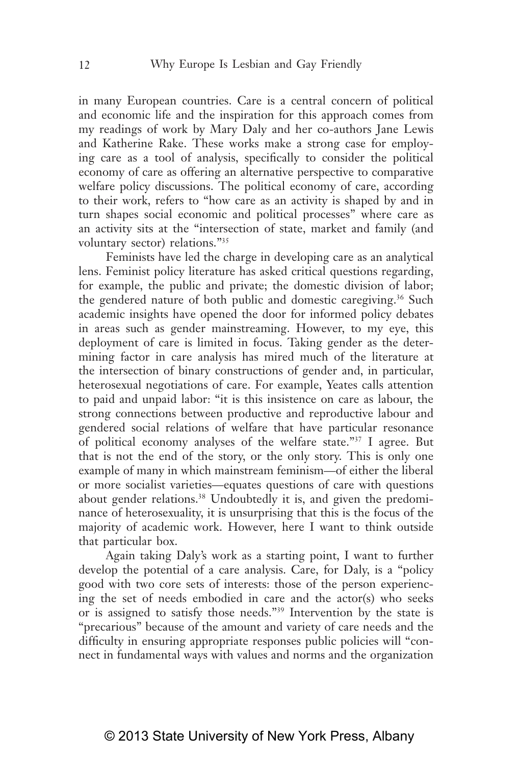in many European countries. Care is a central concern of political and economic life and the inspiration for this approach comes from my readings of work by Mary Daly and her co-authors Jane Lewis and Katherine Rake. These works make a strong case for employing care as a tool of analysis, specifically to consider the political economy of care as offering an alternative perspective to comparative welfare policy discussions. The political economy of care, according to their work, refers to "how care as an activity is shaped by and in turn shapes social economic and political processes" where care as an activity sits at the "intersection of state, market and family (and voluntary sector) relations."[35]

Feminists have led the charge in developing care as an analytical lens. Feminist policy literature has asked critical questions regarding, for example, the public and private; the domestic division of labor; the gendered nature of both public and domestic caregiving.[36] Such academic insights have opened the door for informed policy debates in areas such as gender mainstreaming. However, to my eye, this deployment of care is limited in focus. Taking gender as the determining factor in care analysis has mired much of the literature at the intersection of binary constructions of gender and, in particular, heterosexual negotiations of care. For example, Yeates calls attention to paid and unpaid labor: "it is this insistence on care as labour, the strong connections between productive and reproductive labour and gendered social relations of welfare that have particular resonance of political economy analyses of the welfare state."[37] I agree. But that is not the end of the story, or the only story. This is only one example of many in which mainstream feminism—of either the liberal or more socialist varieties—equates questions of care with questions about gender relations.[38] Undoubtedly it is, and given the predominance of heterosexuality, it is unsurprising that this is the focus of the majority of academic work. However, here I want to think outside that particular box.

Again taking Daly's work as a starting point, I want to further develop the potential of a care analysis. Care, for Daly, is a "policy good with two core sets of interests: those of the person experiencing the set of needs embodied in care and the actor(s) who seeks or is assigned to satisfy those needs."[39] Intervention by the state is "precarious" because of the amount and variety of care needs and the difficulty in ensuring appropriate responses public policies will "connect in fundamental ways with values and norms and the organization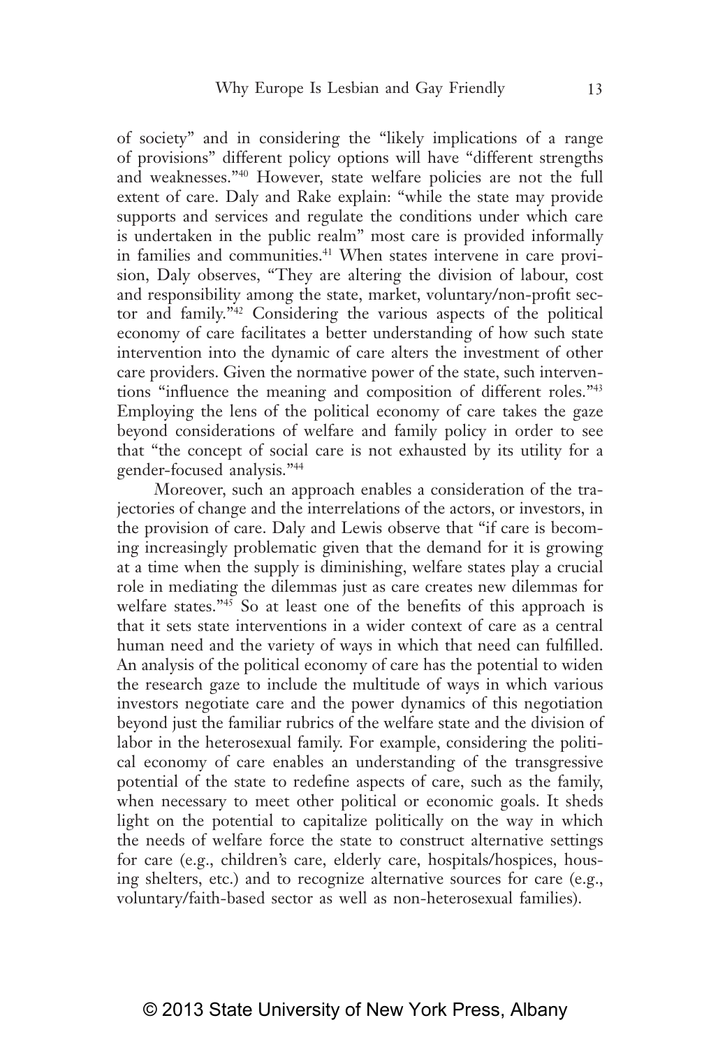of society" and in considering the "likely implications of a range of provisions" different policy options will have "different strengths and weaknesses."[40] However, state welfare policies are not the full extent of care. Daly and Rake explain: "while the state may provide supports and services and regulate the conditions under which care is undertaken in the public realm" most care is provided informally in families and communities.[41] When states intervene in care provision, Daly observes, "They are altering the division of labour, cost and responsibility among the state, market, voluntary/non-profit sector and family."[42] Considering the various aspects of the political economy of care facilitates a better understanding of how such state intervention into the dynamic of care alters the investment of other care providers. Given the normative power of the state, such interventions "influence the meaning and composition of different roles."[43] Employing the lens of the political economy of care takes the gaze beyond considerations of welfare and family policy in order to see that "the concept of social care is not exhausted by its utility for a gender-focused analysis."[44]

Moreover, such an approach enables a consideration of the trajectories of change and the interrelations of the actors, or investors, in the provision of care. Daly and Lewis observe that "if care is becoming increasingly problematic given that the demand for it is growing at a time when the supply is diminishing, welfare states play a crucial role in mediating the dilemmas just as care creates new dilemmas for welfare states."[45] So at least one of the benefits of this approach is that it sets state interventions in a wider context of care as a central human need and the variety of ways in which that need can fulfilled. An analysis of the political economy of care has the potential to widen the research gaze to include the multitude of ways in which various investors negotiate care and the power dynamics of this negotiation beyond just the familiar rubrics of the welfare state and the division of labor in the heterosexual family. For example, considering the political economy of care enables an understanding of the transgressive potential of the state to redefine aspects of care, such as the family, when necessary to meet other political or economic goals. It sheds light on the potential to capitalize politically on the way in which the needs of welfare force the state to construct alternative settings for care (e.g., children's care, elderly care, hospitals/hospices, housing shelters, etc.) and to recognize alternative sources for care (e.g., voluntary/faith-based sector as well as non-heterosexual families).

© 2013 State University of New York Press, Albany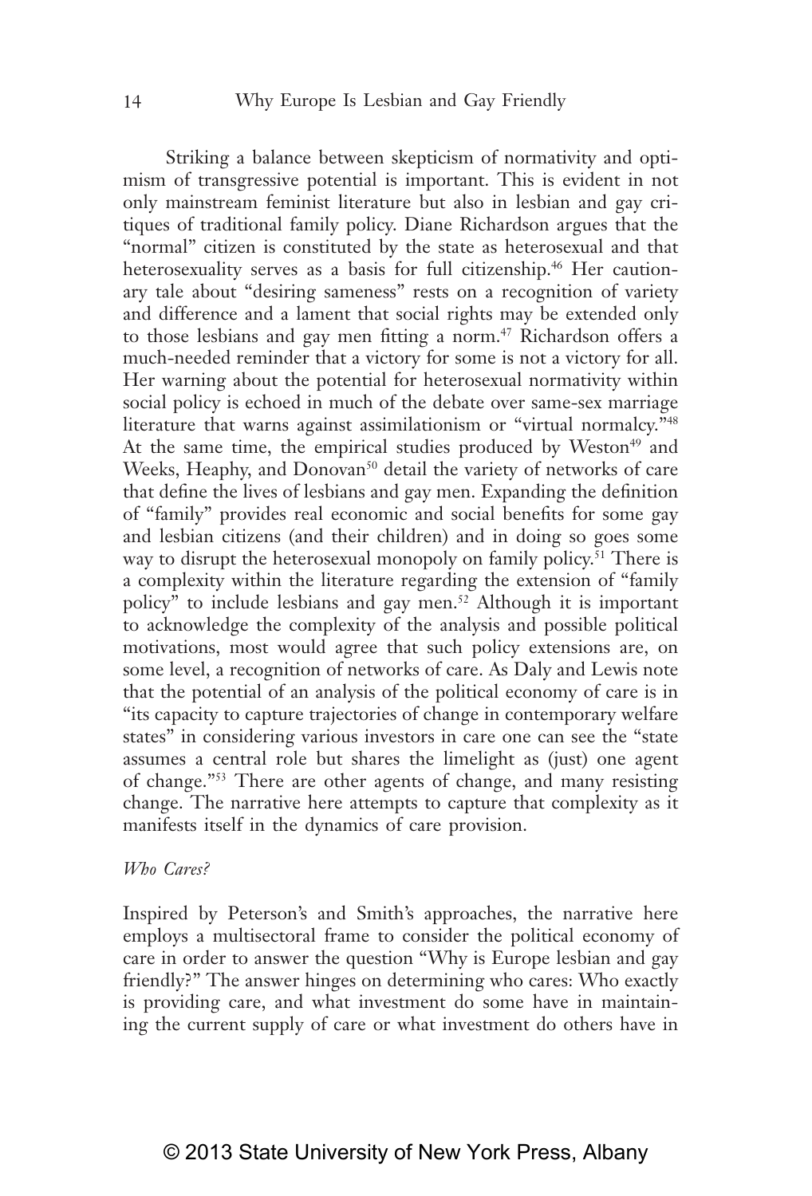Striking a balance between skepticism of normativity and optimism of transgressive potential is important. This is evident in not only mainstream feminist literature but also in lesbian and gay critiques of traditional family policy. Diane Richardson argues that the "normal" citizen is constituted by the state as heterosexual and that heterosexuality serves as a basis for full citizenship.[46] Her cautionary tale about "desiring sameness" rests on a recognition of variety and difference and a lament that social rights may be extended only to those lesbians and gay men fitting a norm.[47] Richardson offers a much-needed reminder that a victory for some is not a victory for all. Her warning about the potential for heterosexual normativity within social policy is echoed in much of the debate over same-sex marriage literature that warns against assimilationism or "virtual normalcy."[48] At the same time, the empirical studies produced by Weston[49] and Weeks, Heaphy, and Donovan[50] detail the variety of networks of care that define the lives of lesbians and gay men. Expanding the definition of "family" provides real economic and social benefits for some gay and lesbian citizens (and their children) and in doing so goes some way to disrupt the heterosexual monopoly on family policy.[51] There is a complexity within the literature regarding the extension of "family policy" to include lesbians and gay men.[52] Although it is important to acknowledge the complexity of the analysis and possible political motivations, most would agree that such policy extensions are, on some level, a recognition of networks of care. As Daly and Lewis note that the potential of an analysis of the political economy of care is in "its capacity to capture trajectories of change in contemporary welfare states" in considering various investors in care one can see the "state assumes a central role but shares the limelight as (just) one agent of change."[53] There are other agents of change, and many resisting change. The narrative here attempts to capture that complexity as it manifests itself in the dynamics of care provision.

*Who Cares?*

Inspired by Peterson's and Smith's approaches, the narrative here employs a multisectoral frame to consider the political economy of care in order to answer the question "Why is Europe lesbian and gay friendly?" The answer hinges on determining who cares: Who exactly is providing care, and what investment do some have in maintaining the current supply of care or what investment do others have in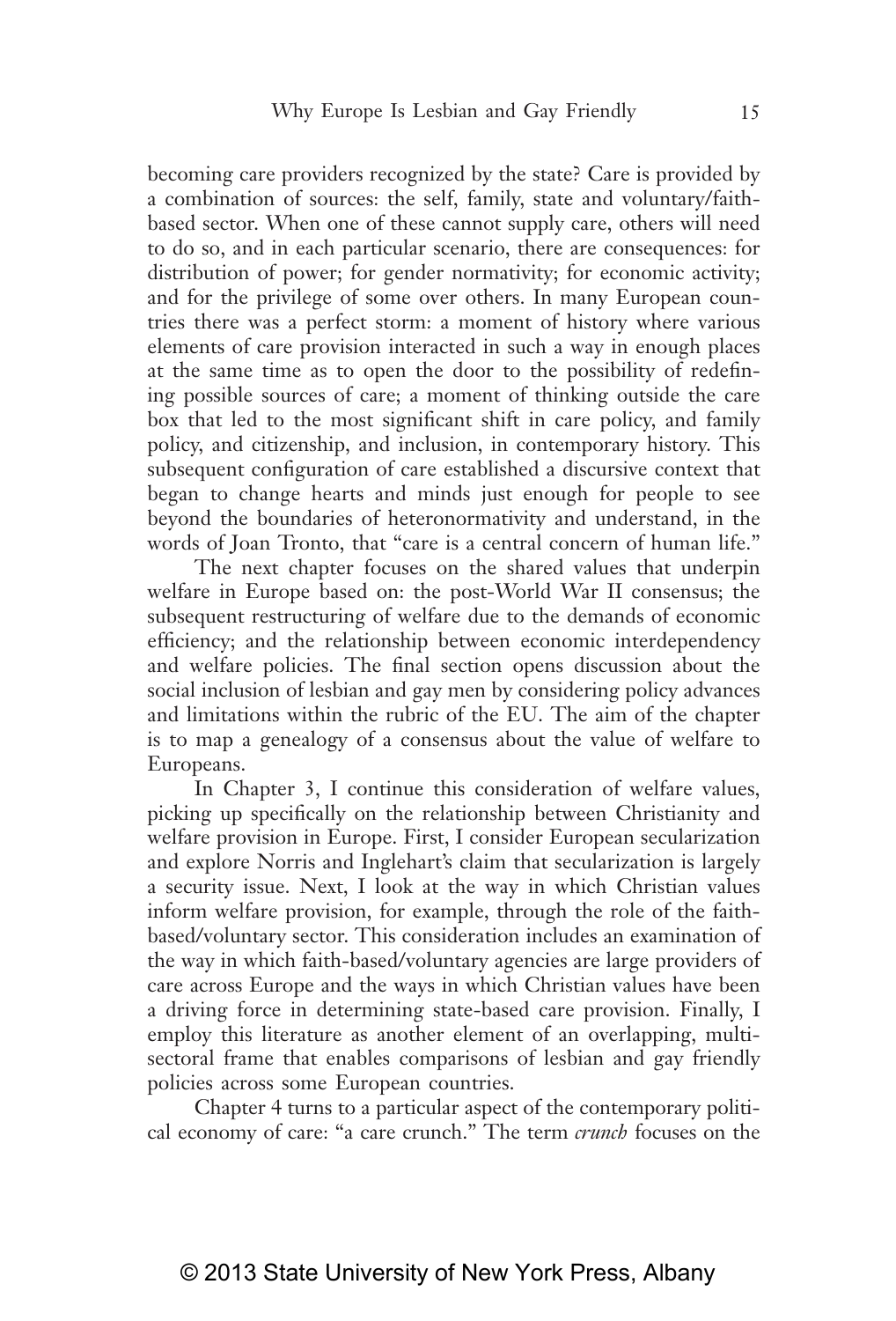becoming care providers recognized by the state? Care is provided by a combination of sources: the self, family, state and voluntary/faith-based sector. When one of these cannot supply care, others will need to do so, and in each particular scenario, there are consequences: for distribution of power; for gender normativity; for economic activity; and for the privilege of some over others. In many European countries there was a perfect storm: a moment of history where various elements of care provision interacted in such a way in enough places at the same time as to open the door to the possibility of redefining possible sources of care; a moment of thinking outside the care box that led to the most significant shift in care policy, and family policy, and citizenship, and inclusion, in contemporary history. This subsequent configuration of care established a discursive context that began to change hearts and minds just enough for people to see beyond the boundaries of heteronormativity and understand, in the words of Joan Tronto, that "care is a central concern of human life."

The next chapter focuses on the shared values that underpin welfare in Europe based on: the post-World War II consensus; the subsequent restructuring of welfare due to the demands of economic efficiency; and the relationship between economic interdependency and welfare policies. The final section opens discussion about the social inclusion of lesbian and gay men by considering policy advances and limitations within the rubric of the EU. The aim of the chapter is to map a genealogy of a consensus about the value of welfare to Europeans.

In Chapter 3, I continue this consideration of welfare values, picking up specifically on the relationship between Christianity and welfare provision in Europe. First, I consider European secularization and explore Norris and Inglehart's claim that secularization is largely a security issue. Next, I look at the way in which Christian values inform welfare provision, for example, through the role of the faith-based/voluntary sector. This consideration includes an examination of the way in which faith-based/voluntary agencies are large providers of care across Europe and the ways in which Christian values have been a driving force in determining state-based care provision. Finally, I employ this literature as another element of an overlapping, multi-sectoral frame that enables comparisons of lesbian and gay friendly policies across some European countries.

Chapter 4 turns to a particular aspect of the contemporary political economy of care: "a care crunch." The term *crunch* focuses on the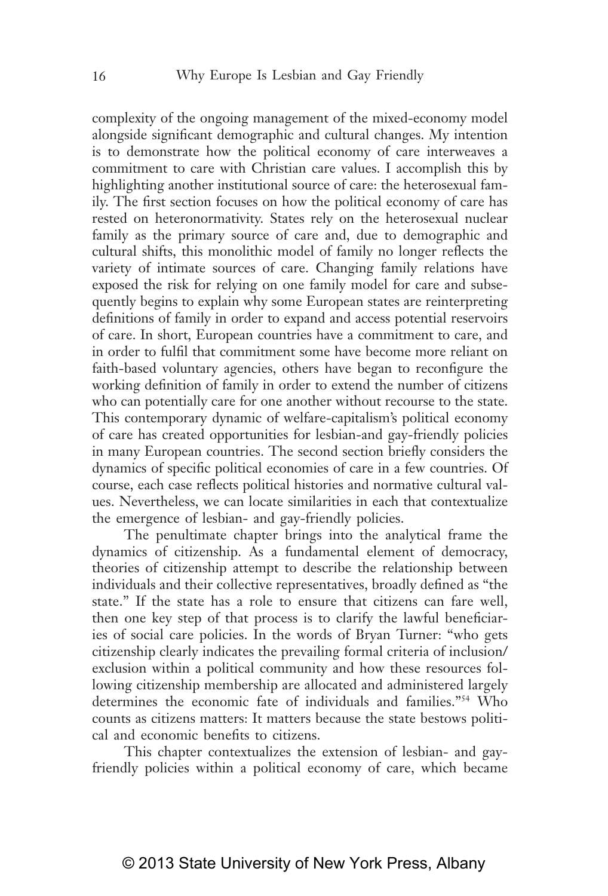complexity of the ongoing management of the mixed-economy model alongside significant demographic and cultural changes. My intention is to demonstrate how the political economy of care interweaves a commitment to care with Christian care values. I accomplish this by highlighting another institutional source of care: the heterosexual family. The first section focuses on how the political economy of care has rested on heteronormativity. States rely on the heterosexual nuclear family as the primary source of care and, due to demographic and cultural shifts, this monolithic model of family no longer reflects the variety of intimate sources of care. Changing family relations have exposed the risk for relying on one family model for care and subsequently begins to explain why some European states are reinterpreting definitions of family in order to expand and access potential reservoirs of care. In short, European countries have a commitment to care, and in order to fulfil that commitment some have become more reliant on faith-based voluntary agencies, others have began to reconfigure the working definition of family in order to extend the number of citizens who can potentially care for one another without recourse to the state. This contemporary dynamic of welfare-capitalism's political economy of care has created opportunities for lesbian-and gay-friendly policies in many European countries. The second section briefly considers the dynamics of specific political economies of care in a few countries. Of course, each case reflects political histories and normative cultural values. Nevertheless, we can locate similarities in each that contextualize the emergence of lesbian- and gay-friendly policies.

The penultimate chapter brings into the analytical frame the dynamics of citizenship. As a fundamental element of democracy, theories of citizenship attempt to describe the relationship between individuals and their collective representatives, broadly defined as "the state." If the state has a role to ensure that citizens can fare well, then one key step of that process is to clarify the lawful beneficiaries of social care policies. In the words of Bryan Turner: "who gets citizenship clearly indicates the prevailing formal criteria of inclusion/exclusion within a political community and how these resources following citizenship membership are allocated and administered largely determines the economic fate of individuals and families."[54] Who counts as citizens matters: It matters because the state bestows political and economic benefits to citizens.

This chapter contextualizes the extension of lesbian- and gay-friendly policies within a political economy of care, which became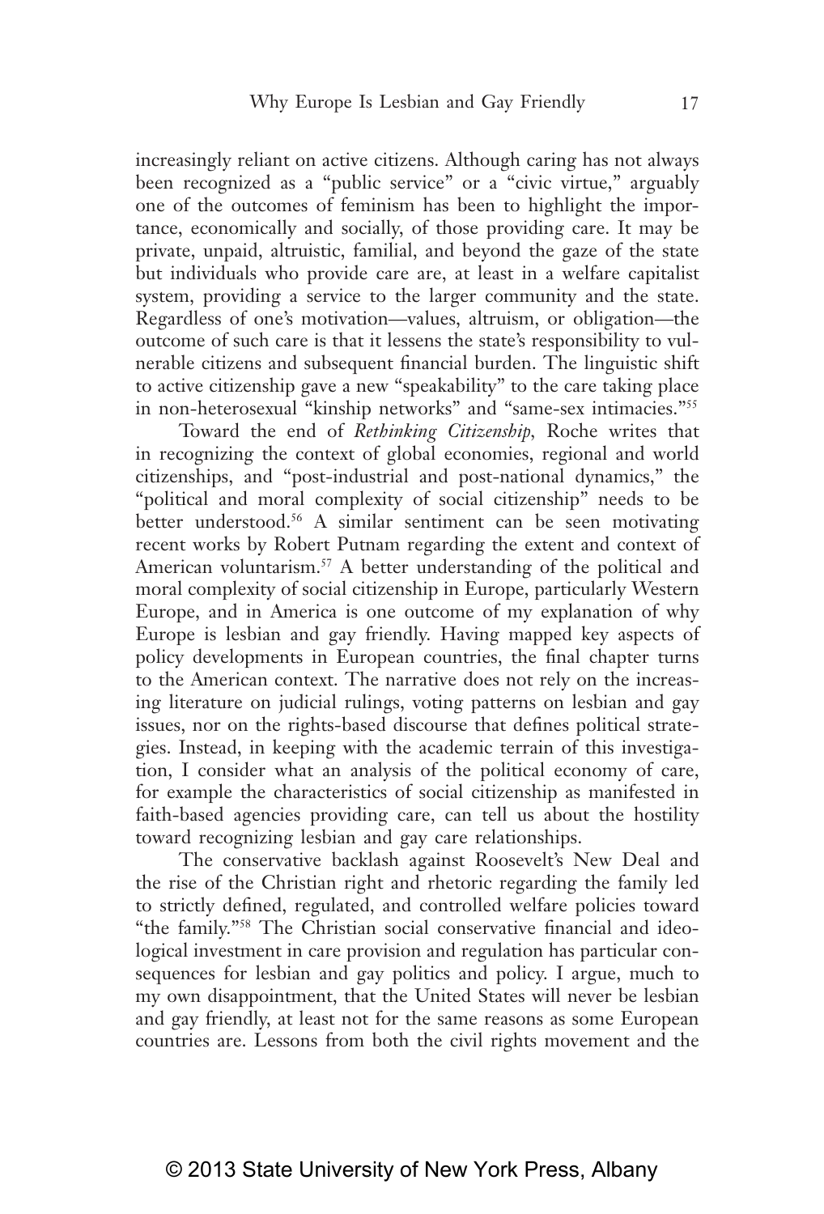increasingly reliant on active citizens. Although caring has not always been recognized as a "public service" or a "civic virtue," arguably one of the outcomes of feminism has been to highlight the importance, economically and socially, of those providing care. It may be private, unpaid, altruistic, familial, and beyond the gaze of the state but individuals who provide care are, at least in a welfare capitalist system, providing a service to the larger community and the state. Regardless of one's motivation—values, altruism, or obligation—the outcome of such care is that it lessens the state's responsibility to vulnerable citizens and subsequent financial burden. The linguistic shift to active citizenship gave a new "speakability" to the care taking place in non-heterosexual "kinship networks" and "same-sex intimacies."[55]

Toward the end of *Rethinking Citizenship*, Roche writes that in recognizing the context of global economies, regional and world citizenships, and "post-industrial and post-national dynamics," the "political and moral complexity of social citizenship" needs to be better understood.[56] A similar sentiment can be seen motivating recent works by Robert Putnam regarding the extent and context of American voluntarism.[57] A better understanding of the political and moral complexity of social citizenship in Europe, particularly Western Europe, and in America is one outcome of my explanation of why Europe is lesbian and gay friendly. Having mapped key aspects of policy developments in European countries, the final chapter turns to the American context. The narrative does not rely on the increasing literature on judicial rulings, voting patterns on lesbian and gay issues, nor on the rights-based discourse that defines political strategies. Instead, in keeping with the academic terrain of this investigation, I consider what an analysis of the political economy of care, for example the characteristics of social citizenship as manifested in faith-based agencies providing care, can tell us about the hostility toward recognizing lesbian and gay care relationships.

The conservative backlash against Roosevelt's New Deal and the rise of the Christian right and rhetoric regarding the family led to strictly defined, regulated, and controlled welfare policies toward "the family."[58] The Christian social conservative financial and ideological investment in care provision and regulation has particular consequences for lesbian and gay politics and policy. I argue, much to my own disappointment, that the United States will never be lesbian and gay friendly, at least not for the same reasons as some European countries are. Lessons from both the civil rights movement and the

© 2013 State University of New York Press, Albany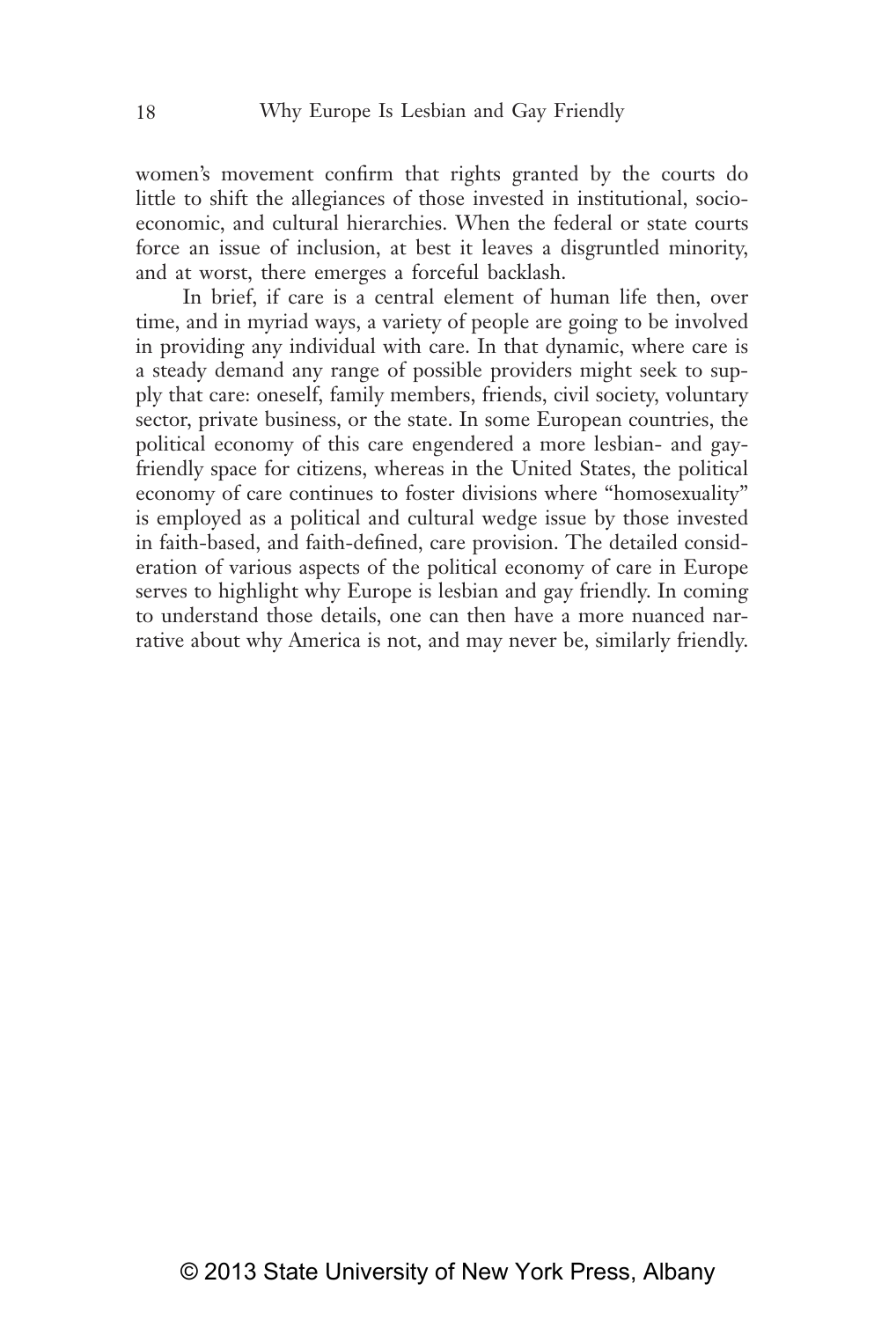women's movement confirm that rights granted by the courts do little to shift the allegiances of those invested in institutional, socioeconomic, and cultural hierarchies. When the federal or state courts force an issue of inclusion, at best it leaves a disgruntled minority, and at worst, there emerges a forceful backlash.

In brief, if care is a central element of human life then, over time, and in myriad ways, a variety of people are going to be involved in providing any individual with care. In that dynamic, where care is a steady demand any range of possible providers might seek to supply that care: oneself, family members, friends, civil society, voluntary sector, private business, or the state. In some European countries, the political economy of this care engendered a more lesbian- and gay-friendly space for citizens, whereas in the United States, the political economy of care continues to foster divisions where "homosexuality" is employed as a political and cultural wedge issue by those invested in faith-based, and faith-defined, care provision. The detailed consideration of various aspects of the political economy of care in Europe serves to highlight why Europe is lesbian and gay friendly. In coming to understand those details, one can then have a more nuanced narrative about why America is not, and may never be, similarly friendly.

© 2013 State University of New York Press, Albany